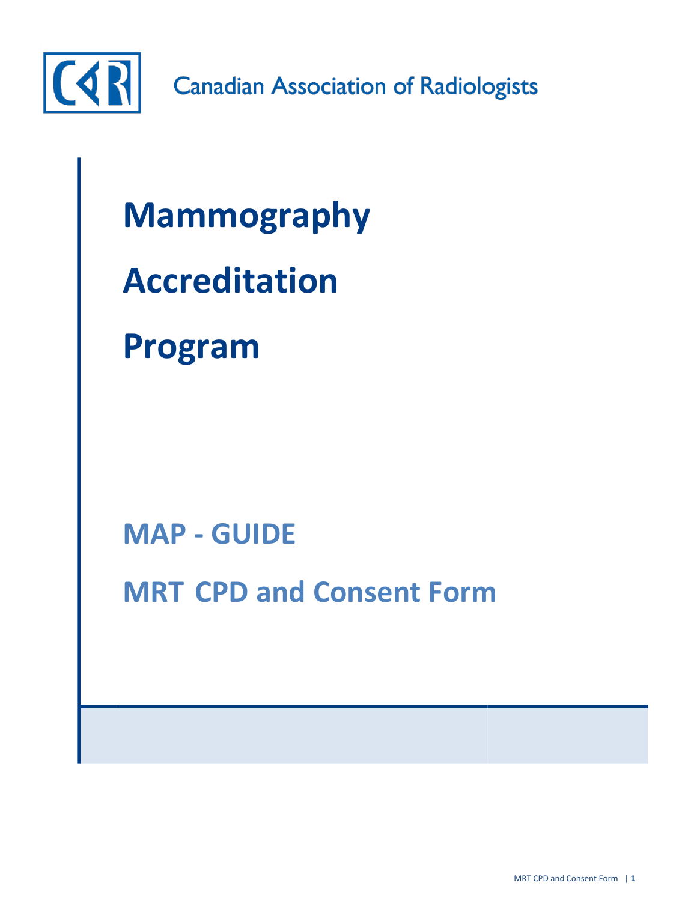Canadian Association of Radiologists

# Mammography Accreditation Program

## MAP - GUIDE

## MRT CPD and Consent Form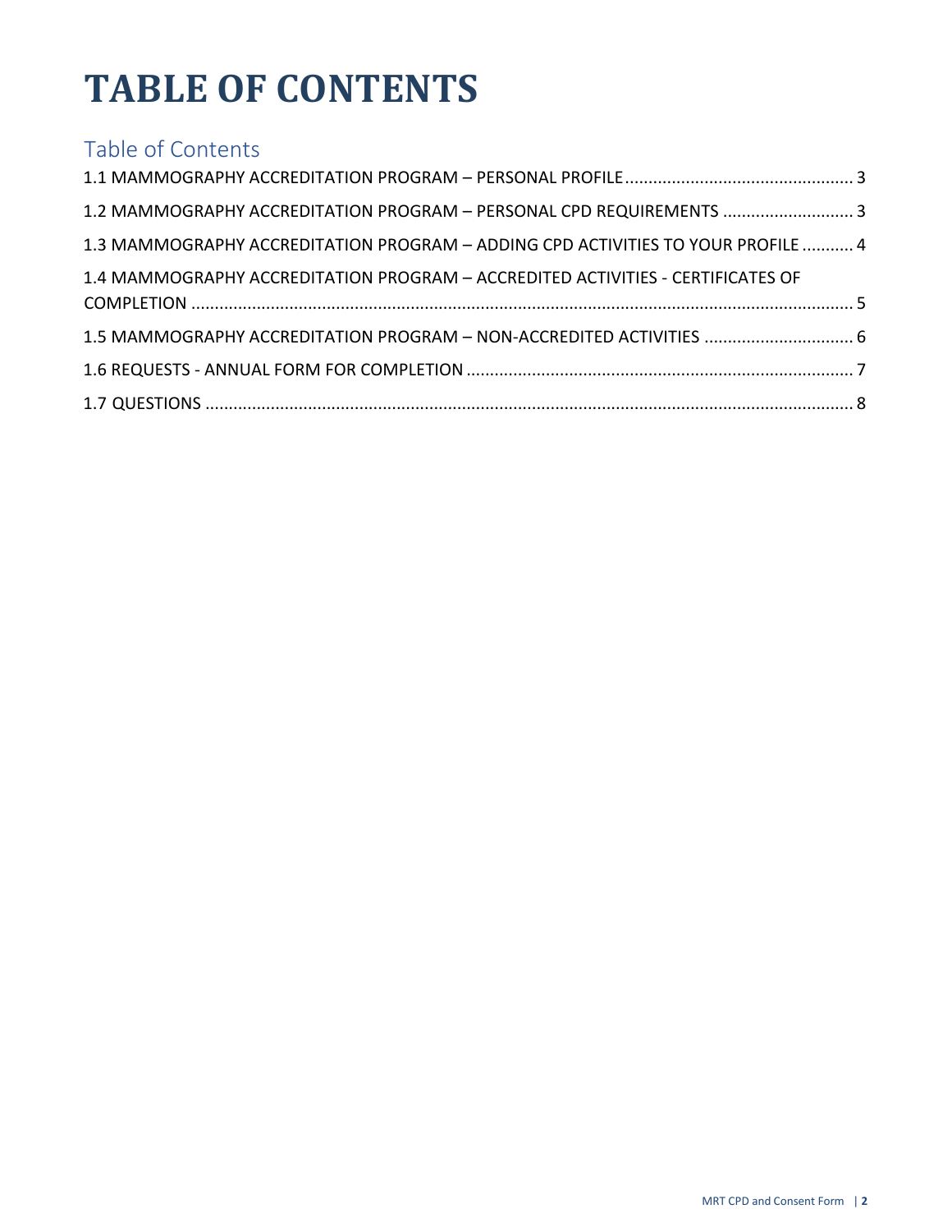# TABLE OF CONTENTS

## Table of Contents

1.1 MAMMOGRAPHY ACCREDITATION PROGRAM – PERSONAL PROFILE ........ 3

1.2 MAMMOGRAPHY ACCREDITATION PROGRAM – PERSONAL CPD REQUIREMENTS ........ 3

1.3 MAMMOGRAPHY ACCREDITATION PROGRAM – ADDING CPD ACTIVITIES TO YOUR PROFILE ........ 4

1.4 MAMMOGRAPHY ACCREDITATION PROGRAM – ACCREDITED ACTIVITIES - CERTIFICATES OF COMPLETION ........ 5

1.5 MAMMOGRAPHY ACCREDITATION PROGRAM – NON-ACCREDITED ACTIVITIES ........ 6

1.6 REQUESTS - ANNUAL FORM FOR COMPLETION ........ 7

1.7 QUESTIONS ........ 8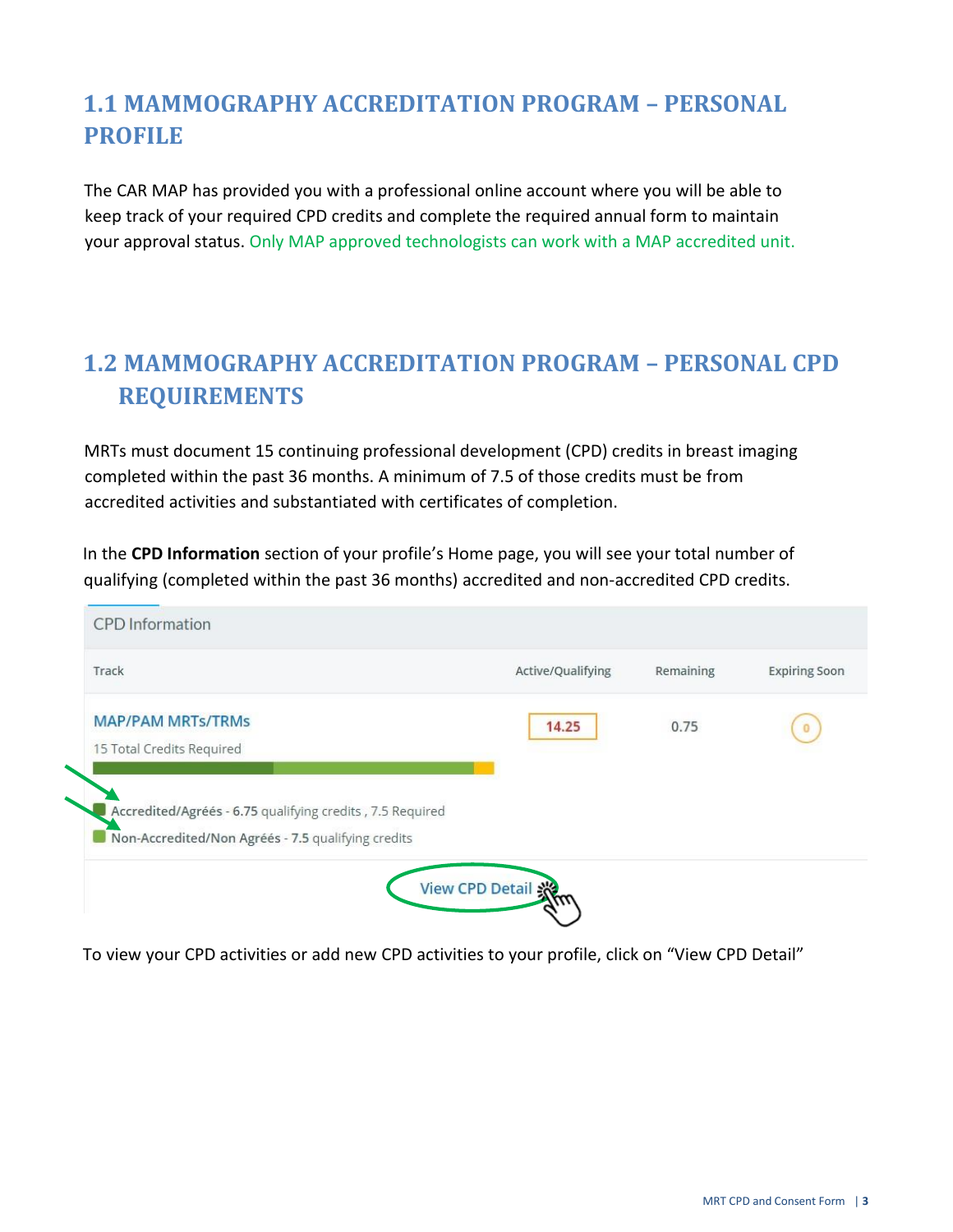## 1.1 MAMMOGRAPHY ACCREDITATION PROGRAM – PERSONAL PROFILE

The CAR MAP has provided you with a professional online account where you will be able to keep track of your required CPD credits and complete the required annual form to maintain your approval status. Only MAP approved technologists can work with a MAP accredited unit.

## 1.2 MAMMOGRAPHY ACCREDITATION PROGRAM – PERSONAL CPD REQUIREMENTS

MRTs must document 15 continuing professional development (CPD) credits in breast imaging completed within the past 36 months. A minimum of 7.5 of those credits must be from accredited activities and substantiated with certificates of completion.

In the **CPD Information** section of your profile's Home page, you will see your total number of qualifying (completed within the past 36 months) accredited and non-accredited CPD credits.

CPD Information

| Track | Active/Qualifying | Remaining | Expiring Soon |
|---|---|---|---|
| MAP/PAM MRTs/TRMs<br>15 Total Credits Required | 14.25 | 0.75 | 0 |

Accredited/Agréés - 6.75 qualifying credits , 7.5 Required

Non-Accredited/Non Agréés - 7.5 qualifying credits

View CPD Detail

To view your CPD activities or add new CPD activities to your profile, click on "View CPD Detail"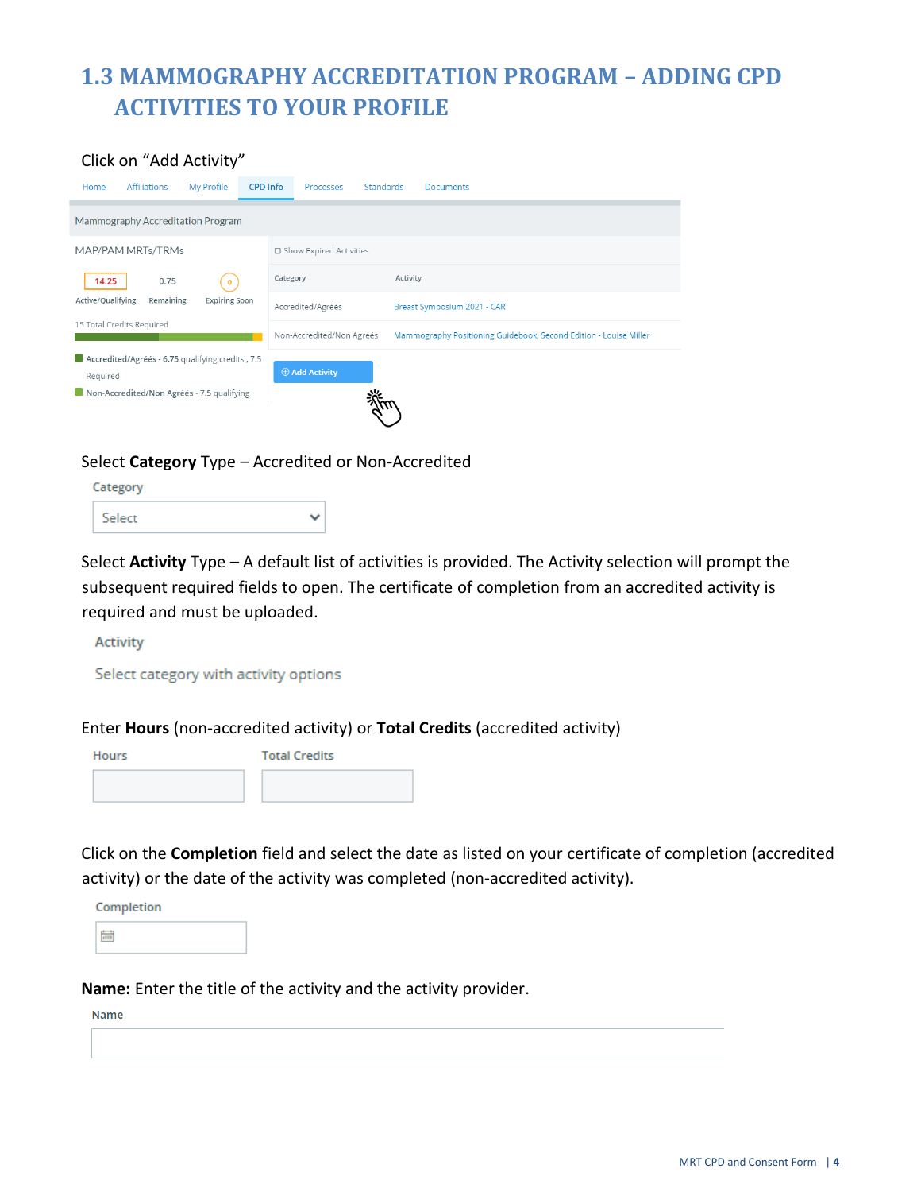# 1.3 MAMMOGRAPHY ACCREDITATION PROGRAM – ADDING CPD ACTIVITIES TO YOUR PROFILE

Click on "Add Activity"

Home | Affiliations | My Profile | CPD Info | Processes | Standards | Documents

Mammography Accreditation Program

MAP/PAM MRTs/TRMs

| 14.25 | 0.75 | 0 |
|---|---|---|
| Active/Qualifying | Remaining | Expiring Soon |

15 Total Credits Required

Accredited/Agréés - 6.75 qualifying credits , 7.5 Required

Non-Accredited/Non Agréés - 7.5 qualifying

☐ Show Expired Activities

| Category | Activity |
|---|---|
| Accredited/Agréés | Breast Symposium 2021 - CAR |
| Non-Accredited/Non Agréés | Mammography Positioning Guidebook, Second Edition - Louise Miller |

⊕ Add Activity

Select **Category** Type – Accredited or Non-Accredited

Category

Select

Select **Activity** Type – A default list of activities is provided. The Activity selection will prompt the subsequent required fields to open. The certificate of completion from an accredited activity is required and must be uploaded.

Activity

Select category with activity options

Enter **Hours** (non-accredited activity) or **Total Credits** (accredited activity)

Hours | Total Credits

Click on the **Completion** field and select the date as listed on your certificate of completion (accredited activity) or the date of the activity was completed (non-accredited activity).

Completion

**Name:** Enter the title of the activity and the activity provider.

Name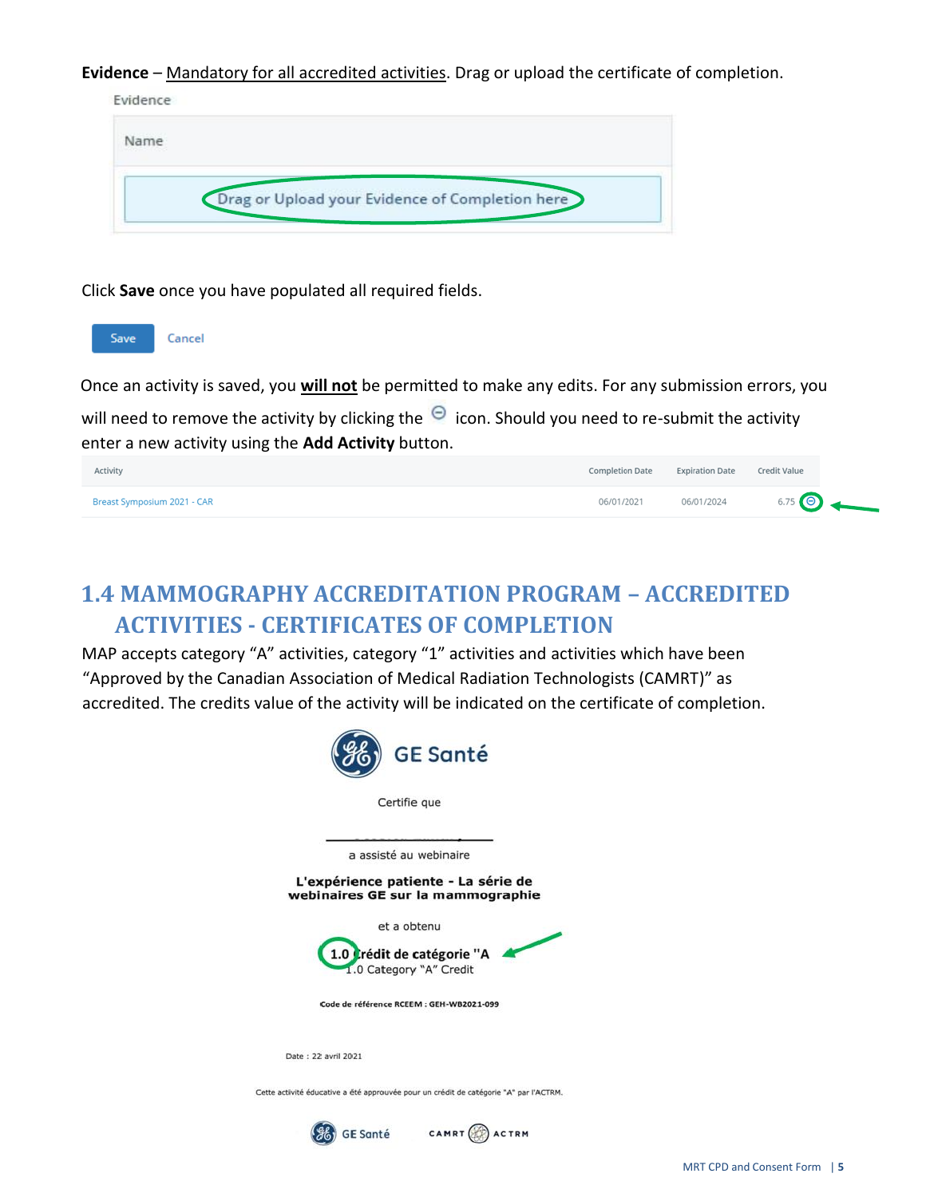**Evidence** – Mandatory for all accredited activities. Drag or upload the certificate of completion.

Evidence

Name

Drag or Upload your Evidence of Completion here

Click **Save** once you have populated all required fields.

Save Cancel

Once an activity is saved, you **will not** be permitted to make any edits. For any submission errors, you will need to remove the activity by clicking the ⊖ icon. Should you need to re-submit the activity enter a new activity using the **Add Activity** button.

| Activity | Completion Date | Expiration Date | Credit Value |
|---|---|---|---|
| Breast Symposium 2021 - CAR | 06/01/2021 | 06/01/2024 | 6.75 ⊖ |

## 1.4 MAMMOGRAPHY ACCREDITATION PROGRAM – ACCREDITED ACTIVITIES - CERTIFICATES OF COMPLETION

MAP accepts category "A" activities, category "1" activities and activities which have been "Approved by the Canadian Association of Medical Radiation Technologists (CAMRT)" as accredited. The credits value of the activity will be indicated on the certificate of completion.

GE Santé

Certifie que

a assisté au webinaire

**L'expérience patiente - La série de webinaires GE sur la mammographie**

et a obtenu

**1.0 Crédit de catégorie "A**

1.0 Category "A" Credit

Code de référence RCEEM : GEH-WB2021-099

Date : 22 avril 2021

Cette activité éducative a été approuvée pour un crédit de catégorie "A" par l'ACTRM.

GE Santé CAMRT ACTRM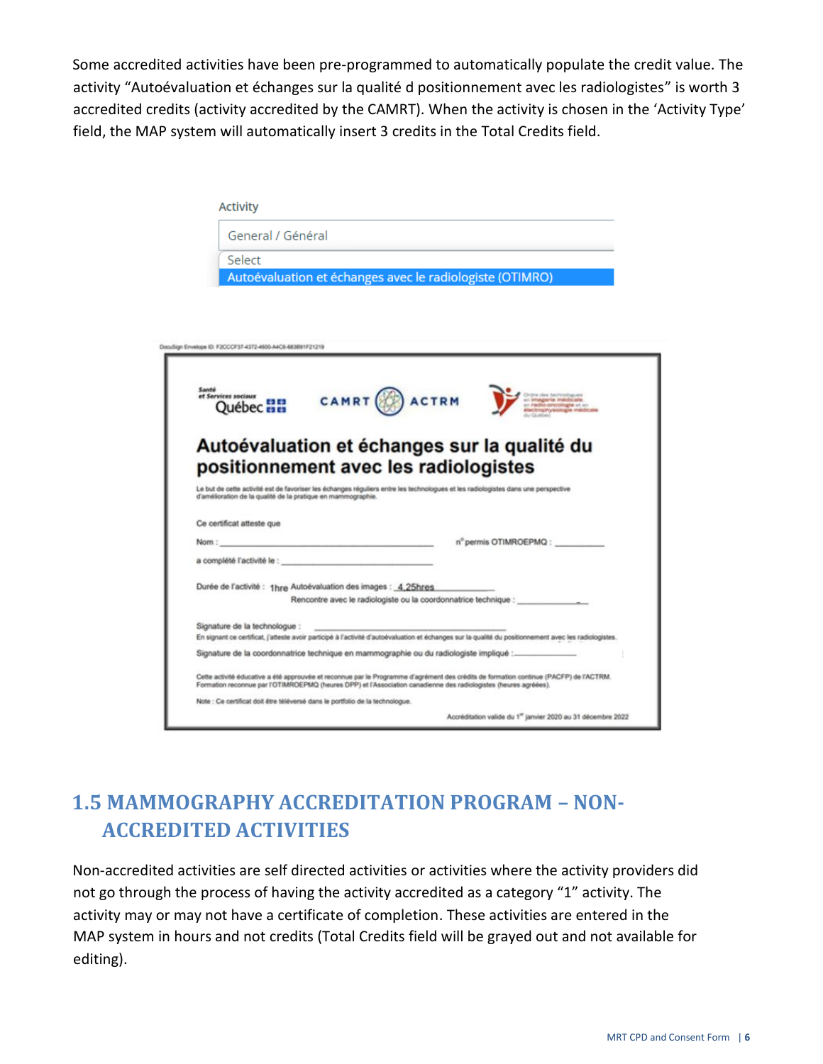Some accredited activities have been pre-programmed to automatically populate the credit value. The activity "Autoévaluation et échanges sur la qualité d positionnement avec les radiologistes" is worth 3 accredited credits (activity accredited by the CAMRT). When the activity is chosen in the 'Activity Type' field, the MAP system will automatically insert 3 credits in the Total Credits field.

Activity

General / Général

Select

Autoévaluation et échanges avec le radiologiste (OTIMRO)

DocuSign Envelope ID: F2CCCF37-4372-4600-A4C6-683691F21219

Santé et Services sociaux Québec | CAMRT ACTRM | Ordre des technologues en imagerie médicale, en radio-oncologie et en électrophysiologie médicale du Québec

**Autoévaluation et échanges sur la qualité du positionnement avec les radiologistes**

Le but de cette activité est de favoriser les échanges réguliers entre les technologues et les radiologistes dans une perspective d'amélioration de la qualité de la pratique en mammographie.

Ce certificat atteste que

Nom : ______________________ n° permis OTIMROEPMQ : __________

a complété l'activité le : ______________________

Durée de l'activité : 1hre Autoévaluation des images : 4.25hres
Rencontre avec le radiologiste ou la coordonnatrice technique : __________

Signature de la technologue : ______________________
En signant ce certificat, j'atteste avoir participé à l'activité d'autoévaluation et échanges sur la qualité du positionnement avec les radiologistes.

Signature de la coordonnatrice technique en mammographie ou du radiologiste impliqué : __________

Cette activité éducative a été approuvée et reconnue par le Programme d'agrément des crédits de formation continue (PACFP) de l'ACTRM. Formation reconnue par l'OTIMROEPMQ (heures DPP) et l'Association canadienne des radiologistes (heures agréées).

Note : Ce certificat doit être téléversé dans le portfolio de la technologue.

Accréditation valide du 1er janvier 2020 au 31 décembre 2022

## 1.5 MAMMOGRAPHY ACCREDITATION PROGRAM – NON-ACCREDITED ACTIVITIES

Non-accredited activities are self directed activities or activities where the activity providers did not go through the process of having the activity accredited as a category "1" activity. The activity may or may not have a certificate of completion. These activities are entered in the MAP system in hours and not credits (Total Credits field will be grayed out and not available for editing).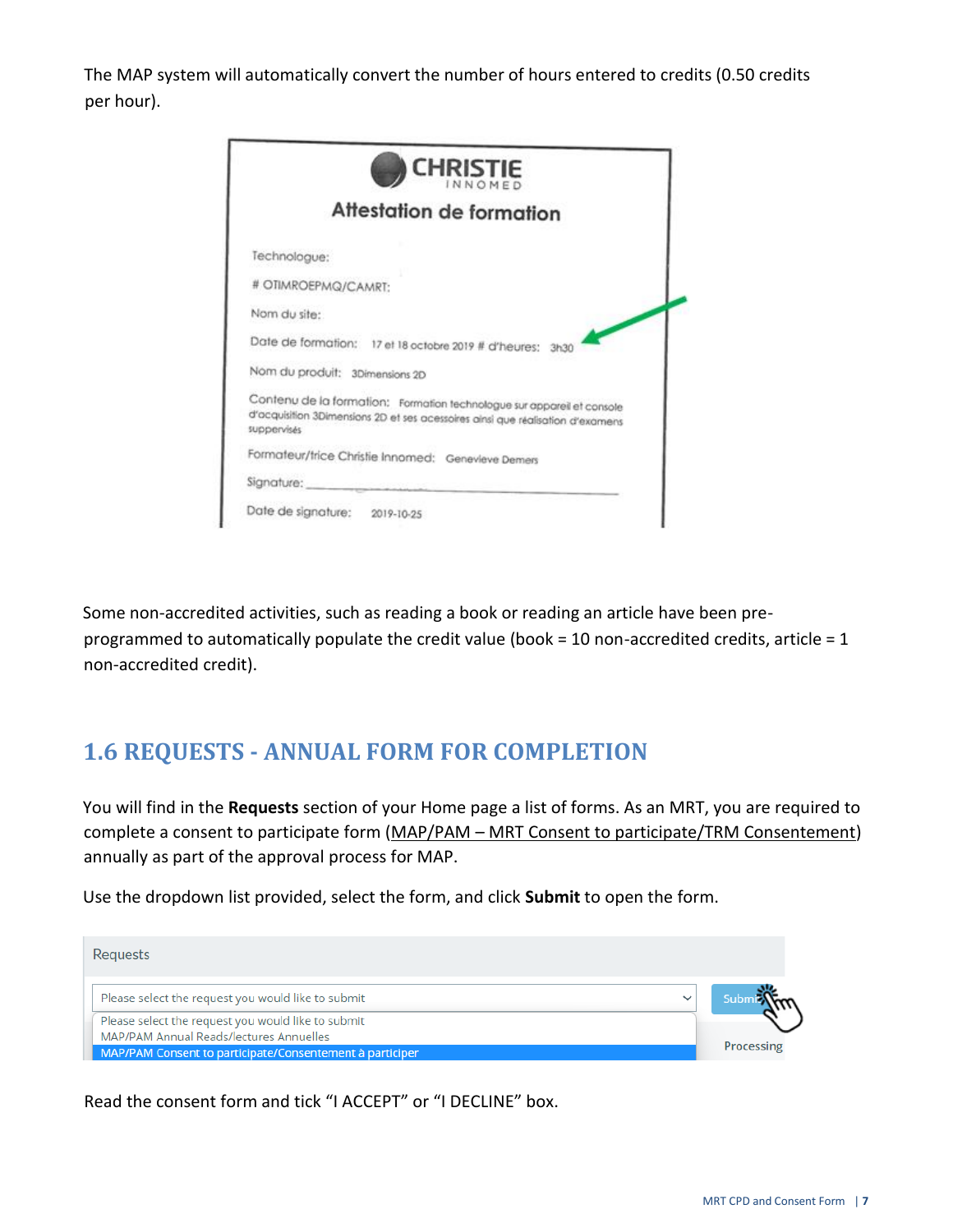The MAP system will automatically convert the number of hours entered to credits (0.50 credits per hour).

Some non-accredited activities, such as reading a book or reading an article have been pre-programmed to automatically populate the credit value (book = 10 non-accredited credits, article = 1 non-accredited credit).

## 1.6 REQUESTS - ANNUAL FORM FOR COMPLETION

You will find in the **Requests** section of your Home page a list of forms. As an MRT, you are required to complete a consent to participate form (MAP/PAM – MRT Consent to participate/TRM Consentement) annually as part of the approval process for MAP.

Use the dropdown list provided, select the form, and click **Submit** to open the form.

Read the consent form and tick "I ACCEPT" or "I DECLINE" box.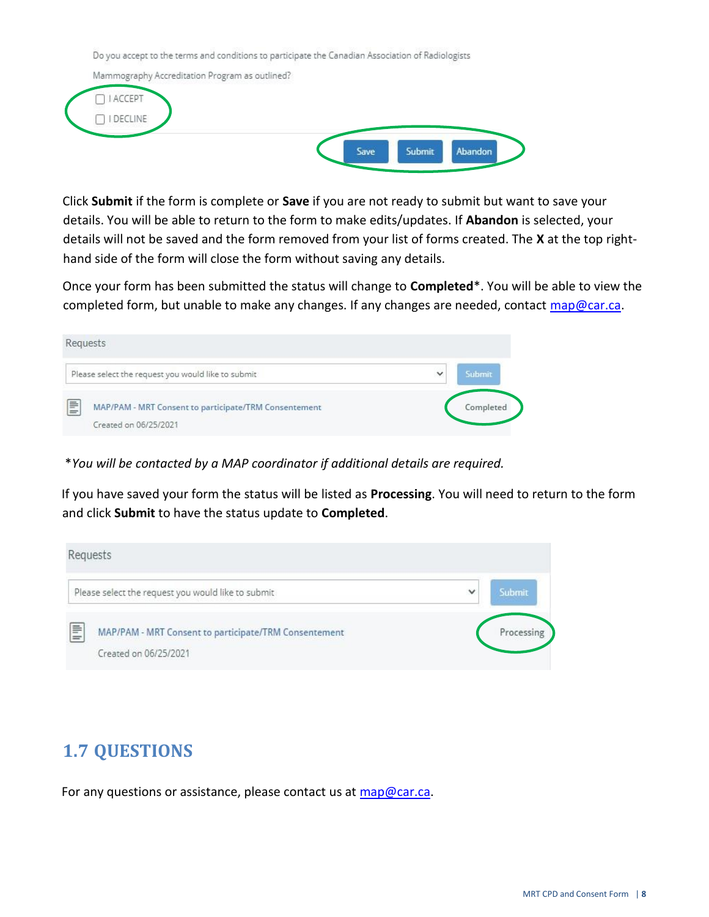Do you accept to the terms and conditions to participate the Canadian Association of Radiologists Mammography Accreditation Program as outlined?

☐ I ACCEPT

☐ I DECLINE

Save Submit Abandon

Click **Submit** if the form is complete or **Save** if you are not ready to submit but want to save your details. You will be able to return to the form to make edits/updates. If **Abandon** is selected, your details will not be saved and the form removed from your list of forms created. The **X** at the top right-hand side of the form will close the form without saving any details.

Once your form has been submitted the status will change to **Completed***. You will be able to view the completed form, but unable to make any changes. If any changes are needed, contact map@car.ca.

Requests

Please select the request you would like to submit — Submit

MAP/PAM - MRT Consent to participate/TRM Consentement — Completed

Created on 06/25/2021

**You will be contacted by a MAP coordinator if additional details are required.*

If you have saved your form the status will be listed as **Processing**. You will need to return to the form and click **Submit** to have the status update to **Completed**.

Requests

Please select the request you would like to submit — Submit

MAP/PAM - MRT Consent to participate/TRM Consentement — Processing

Created on 06/25/2021

## 1.7 QUESTIONS

For any questions or assistance, please contact us at map@car.ca.